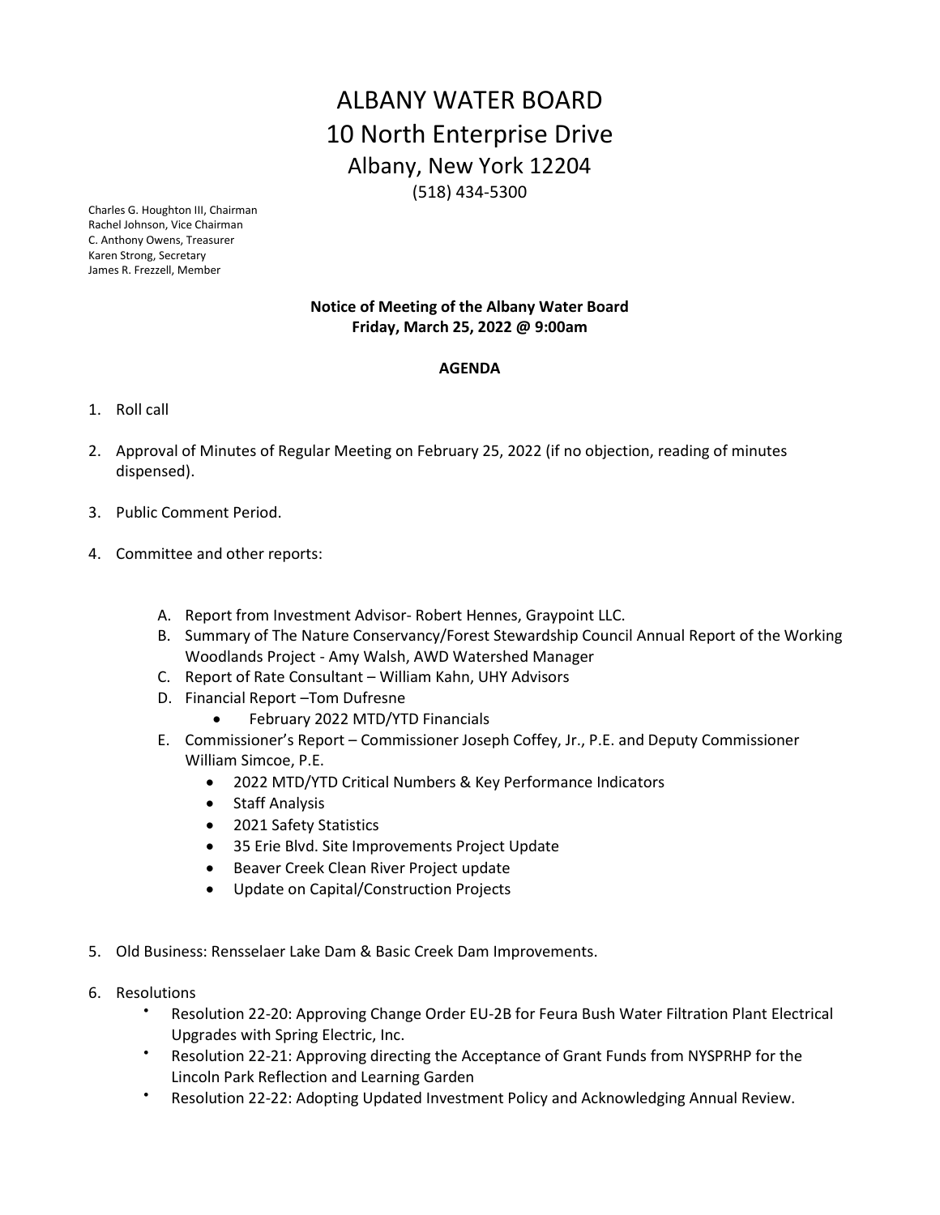# ALBANY WATER BOARD

## 10 North Enterprise Drive

### Albany, New York 12204

(518) 434-5300

Charles G. Houghton III, Chairman
Rachel Johnson, Vice Chairman
C. Anthony Owens, Treasurer
Karen Strong, Secretary
James R. Frezzell, Member

**Notice of Meeting of the Albany Water Board**
**Friday, March 25, 2022 @ 9:00am**

**AGENDA**

1. Roll call
2. Approval of Minutes of Regular Meeting on February 25, 2022 (if no objection, reading of minutes dispensed).
3. Public Comment Period.
4. Committee and other reports:
   A. Report from Investment Advisor- Robert Hennes, Graypoint LLC.
   B. Summary of The Nature Conservancy/Forest Stewardship Council Annual Report of the Working Woodlands Project - Amy Walsh, AWD Watershed Manager
   C. Report of Rate Consultant – William Kahn, UHY Advisors
   D. Financial Report –Tom Dufresne
      - February 2022 MTD/YTD Financials
   E. Commissioner's Report – Commissioner Joseph Coffey, Jr., P.E. and Deputy Commissioner William Simcoe, P.E.
      - 2022 MTD/YTD Critical Numbers & Key Performance Indicators
      - Staff Analysis
      - 2021 Safety Statistics
      - 35 Erie Blvd. Site Improvements Project Update
      - Beaver Creek Clean River Project update
      - Update on Capital/Construction Projects
5. Old Business: Rensselaer Lake Dam & Basic Creek Dam Improvements.
6. Resolutions
   - Resolution 22-20: Approving Change Order EU-2B for Feura Bush Water Filtration Plant Electrical Upgrades with Spring Electric, Inc.
   - Resolution 22-21: Approving directing the Acceptance of Grant Funds from NYSPRHP for the Lincoln Park Reflection and Learning Garden
   - Resolution 22-22: Adopting Updated Investment Policy and Acknowledging Annual Review.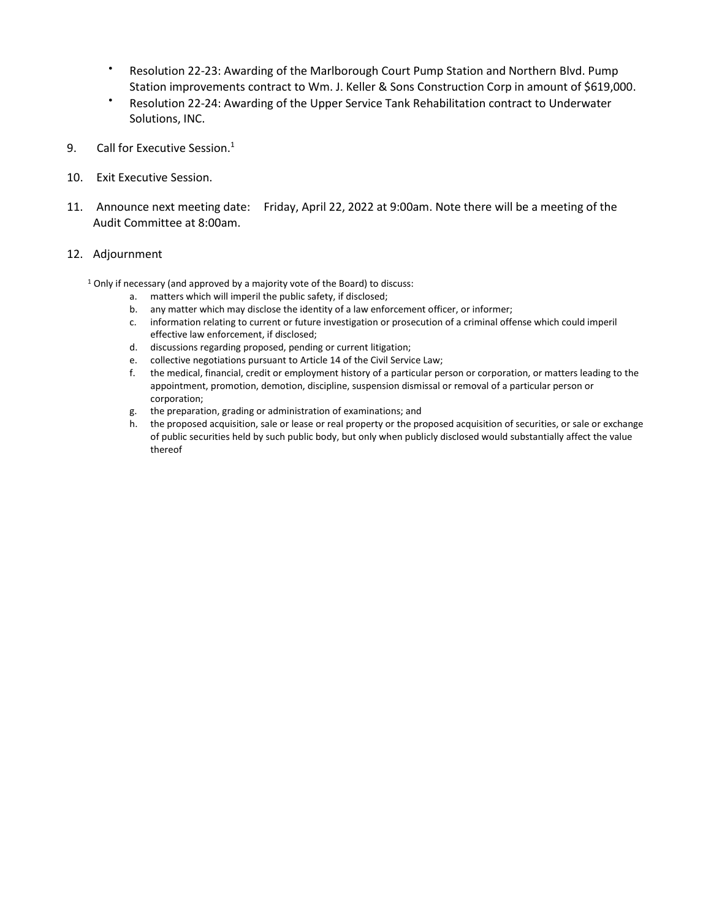- Resolution 22-23: Awarding of the Marlborough Court Pump Station and Northern Blvd. Pump Station improvements contract to Wm. J. Keller & Sons Construction Corp in amount of $619,000.
- Resolution 22-24: Awarding of the Upper Service Tank Rehabilitation contract to Underwater Solutions, INC.

9. Call for Executive Session.[1]

10. Exit Executive Session.

11. Announce next meeting date: Friday, April 22, 2022 at 9:00am. Note there will be a meeting of the Audit Committee at 8:00am.

12. Adjournment

[1] Only if necessary (and approved by a majority vote of the Board) to discuss:

a. matters which will imperil the public safety, if disclosed;
b. any matter which may disclose the identity of a law enforcement officer, or informer;
c. information relating to current or future investigation or prosecution of a criminal offense which could imperil effective law enforcement, if disclosed;
d. discussions regarding proposed, pending or current litigation;
e. collective negotiations pursuant to Article 14 of the Civil Service Law;
f. the medical, financial, credit or employment history of a particular person or corporation, or matters leading to the appointment, promotion, demotion, discipline, suspension dismissal or removal of a particular person or corporation;
g. the preparation, grading or administration of examinations; and
h. the proposed acquisition, sale or lease or real property or the proposed acquisition of securities, or sale or exchange of public securities held by such public body, but only when publicly disclosed would substantially affect the value thereof